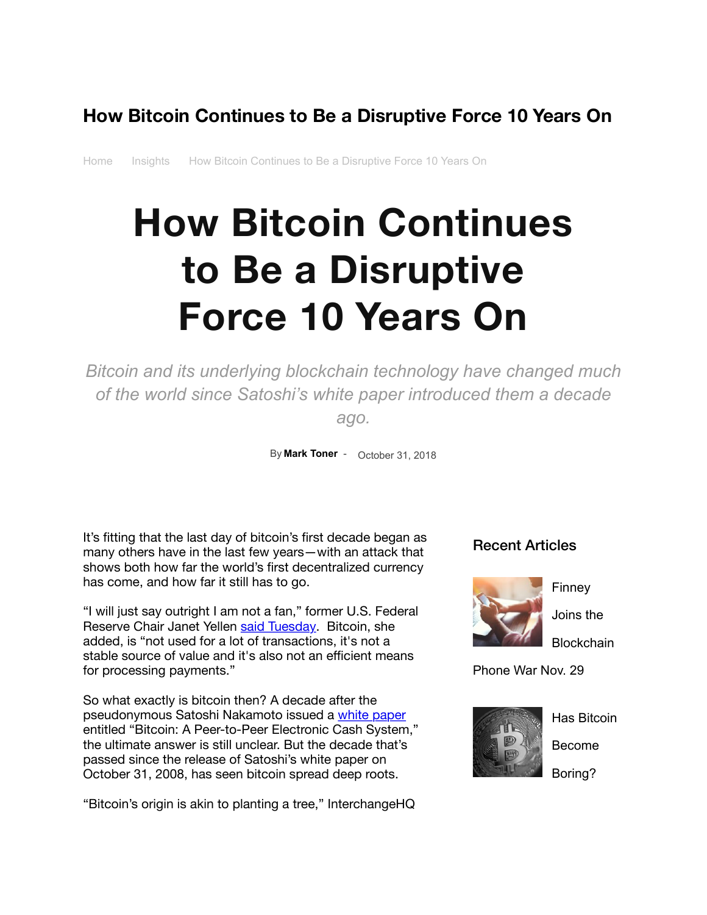# How Bitcoin Continues to Be a Disruptive Force 10 Years On

Home Insights How Bitcoin Continues to Be a Disruptive Force 10 Years On

# How Bitcoin Continues to Be a Disruptive Force 10 Years On

*Bitcoin and its underlying blockchain technology have changed much of the world since Satoshi's white paper introduced them a decade ago.*

By **Mark Toner** - October 31, 2018

It's fitting that the last day of bitcoin's first decade began as many others have in the last few years—with an attack that shows both how far the world's first decentralized currency has come, and how far it still has to go.

"I will just say outright I am not a fan," former U.S. Federal Reserve Chair Janet Yellen said Tuesday. Bitcoin, she added, is "not used for a lot of transactions, it's not a stable source of value and it's also not an efficient means for processing payments."

So what exactly is bitcoin then? A decade after the pseudonymous Satoshi Nakamoto issued a white paper entitled "Bitcoin: A Peer-to-Peer Electronic Cash System," the ultimate answer is still unclear. But the decade that's passed since the release of Satoshi's white paper on October 31, 2008, has seen bitcoin spread deep roots.

"Bitcoin's origin is akin to planting a tree," InterchangeHQ

## Recent Articles

Finney Joins the Blockchain Phone War Nov. 29

Has Bitcoin Become Boring?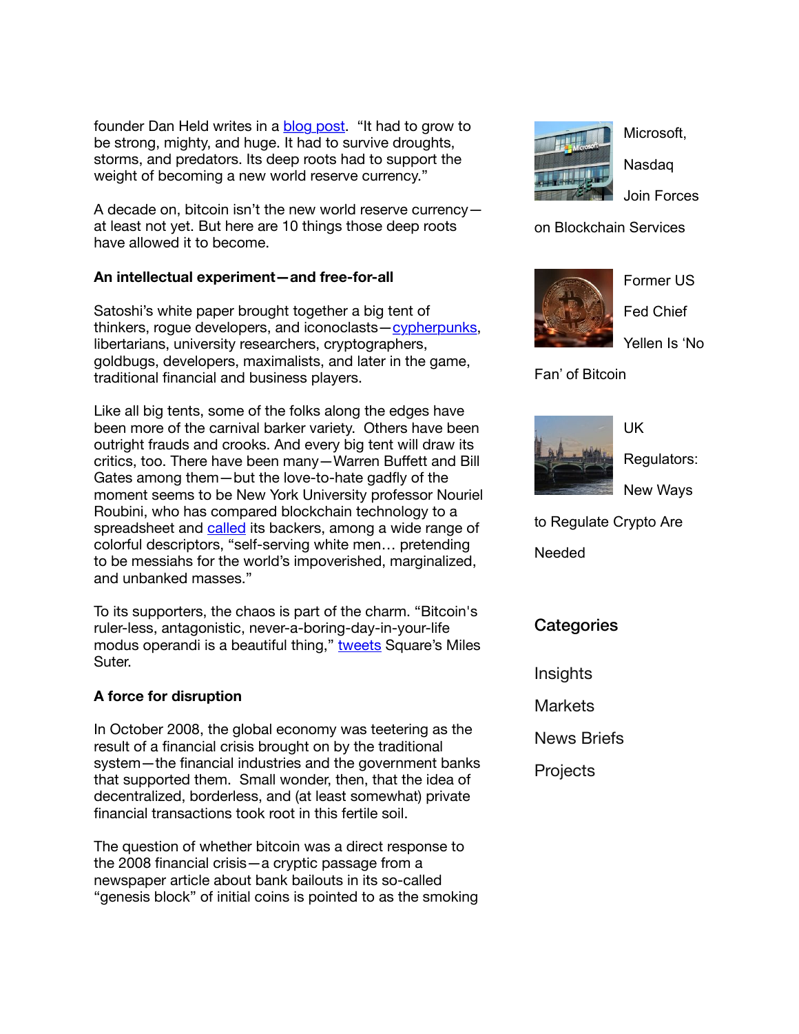founder Dan Held writes in a blog post. "It had to grow to be strong, mighty, and huge. It had to survive droughts, storms, and predators. Its deep roots had to support the weight of becoming a new world reserve currency."

A decade on, bitcoin isn't the new world reserve currency—at least not yet. But here are 10 things those deep roots have allowed it to become.

**An intellectual experiment—and free-for-all**

Satoshi's white paper brought together a big tent of thinkers, rogue developers, and iconoclasts—cypherpunks, libertarians, university researchers, cryptographers, goldbugs, developers, maximalists, and later in the game, traditional financial and business players.

Like all big tents, some of the folks along the edges have been more of the carnival barker variety. Others have been outright frauds and crooks. And every big tent will draw its critics, too. There have been many—Warren Buffett and Bill Gates among them—but the love-to-hate gadfly of the moment seems to be New York University professor Nouriel Roubini, who has compared blockchain technology to a spreadsheet and called its backers, among a wide range of colorful descriptors, "self-serving white men… pretending to be messiahs for the world's impoverished, marginalized, and unbanked masses."

To its supporters, the chaos is part of the charm. "Bitcoin's ruler-less, antagonistic, never-a-boring-day-in-your-life modus operandi is a beautiful thing," tweets Square's Miles Suter.

**A force for disruption**

In October 2008, the global economy was teetering as the result of a financial crisis brought on by the traditional system—the financial industries and the government banks that supported them. Small wonder, then, that the idea of decentralized, borderless, and (at least somewhat) private financial transactions took root in this fertile soil.

The question of whether bitcoin was a direct response to the 2008 financial crisis—a cryptic passage from a newspaper article about bank bailouts in its so-called "genesis block" of initial coins is pointed to as the smoking

Microsoft, Nasdaq Join Forces on Blockchain Services

Former US Fed Chief Yellen Is 'No Fan' of Bitcoin

UK Regulators: New Ways to Regulate Crypto Are Needed

## Categories

- Insights
- Markets
- News Briefs
- Projects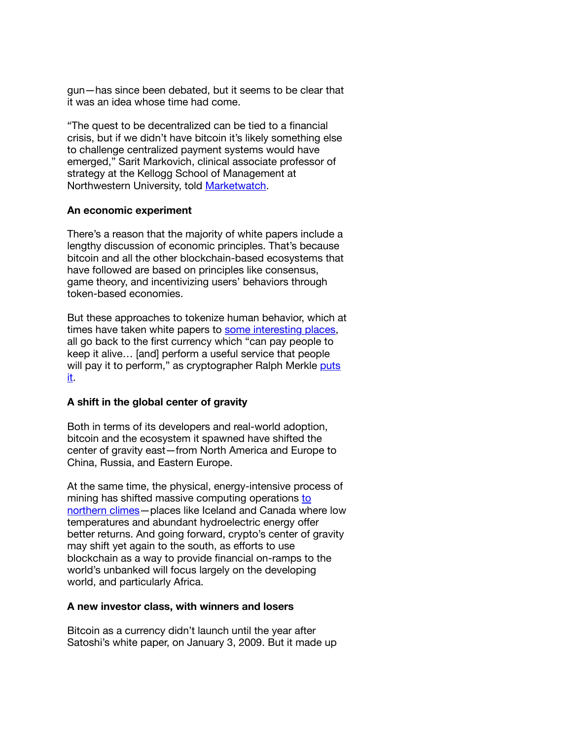gun—has since been debated, but it seems to be clear that it was an idea whose time had come.

“The quest to be decentralized can be tied to a financial crisis, but if we didn’t have bitcoin it’s likely something else to challenge centralized payment systems would have emerged,” Sarit Markovich, clinical associate professor of strategy at the Kellogg School of Management at Northwestern University, told Marketwatch.

**An economic experiment**

There’s a reason that the majority of white papers include a lengthy discussion of economic principles. That’s because bitcoin and all the other blockchain-based ecosystems that have followed are based on principles like consensus, game theory, and incentivizing users’ behaviors through token-based economies.

But these approaches to tokenize human behavior, which at times have taken white papers to some interesting places, all go back to the first currency which “can pay people to keep it alive… [and] perform a useful service that people will pay it to perform,” as cryptographer Ralph Merkle puts it.

**A shift in the global center of gravity**

Both in terms of its developers and real-world adoption, bitcoin and the ecosystem it spawned have shifted the center of gravity east—from North America and Europe to China, Russia, and Eastern Europe.

At the same time, the physical, energy-intensive process of mining has shifted massive computing operations to northern climes—places like Iceland and Canada where low temperatures and abundant hydroelectric energy offer better returns. And going forward, crypto’s center of gravity may shift yet again to the south, as efforts to use blockchain as a way to provide financial on-ramps to the world’s unbanked will focus largely on the developing world, and particularly Africa.

**A new investor class, with winners and losers**

Bitcoin as a currency didn’t launch until the year after Satoshi’s white paper, on January 3, 2009. But it made up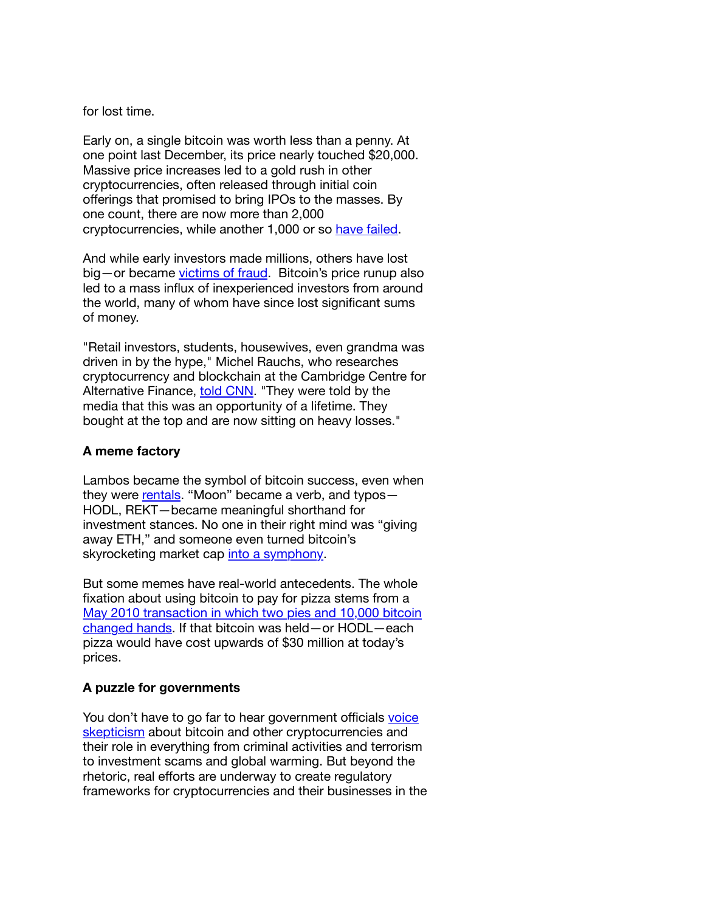for lost time.

Early on, a single bitcoin was worth less than a penny. At one point last December, its price nearly touched $20,000. Massive price increases led to a gold rush in other cryptocurrencies, often released through initial coin offerings that promised to bring IPOs to the masses. By one count, there are now more than 2,000 cryptocurrencies, while another 1,000 or so have failed.

And while early investors made millions, others have lost big—or became victims of fraud. Bitcoin's price runup also led to a mass influx of inexperienced investors from around the world, many of whom have since lost significant sums of money.

"Retail investors, students, housewives, even grandma was driven in by the hype," Michel Rauchs, who researches cryptocurrency and blockchain at the Cambridge Centre for Alternative Finance, told CNN. "They were told by the media that this was an opportunity of a lifetime. They bought at the top and are now sitting on heavy losses."

**A meme factory**

Lambos became the symbol of bitcoin success, even when they were rentals. "Moon" became a verb, and typos—HODL, REKT—became meaningful shorthand for investment stances. No one in their right mind was "giving away ETH," and someone even turned bitcoin's skyrocketing market cap into a symphony.

But some memes have real-world antecedents. The whole fixation about using bitcoin to pay for pizza stems from a May 2010 transaction in which two pies and 10,000 bitcoin changed hands. If that bitcoin was held—or HODL—each pizza would have cost upwards of $30 million at today's prices.

**A puzzle for governments**

You don't have to go far to hear government officials voice skepticism about bitcoin and other cryptocurrencies and their role in everything from criminal activities and terrorism to investment scams and global warming. But beyond the rhetoric, real efforts are underway to create regulatory frameworks for cryptocurrencies and their businesses in the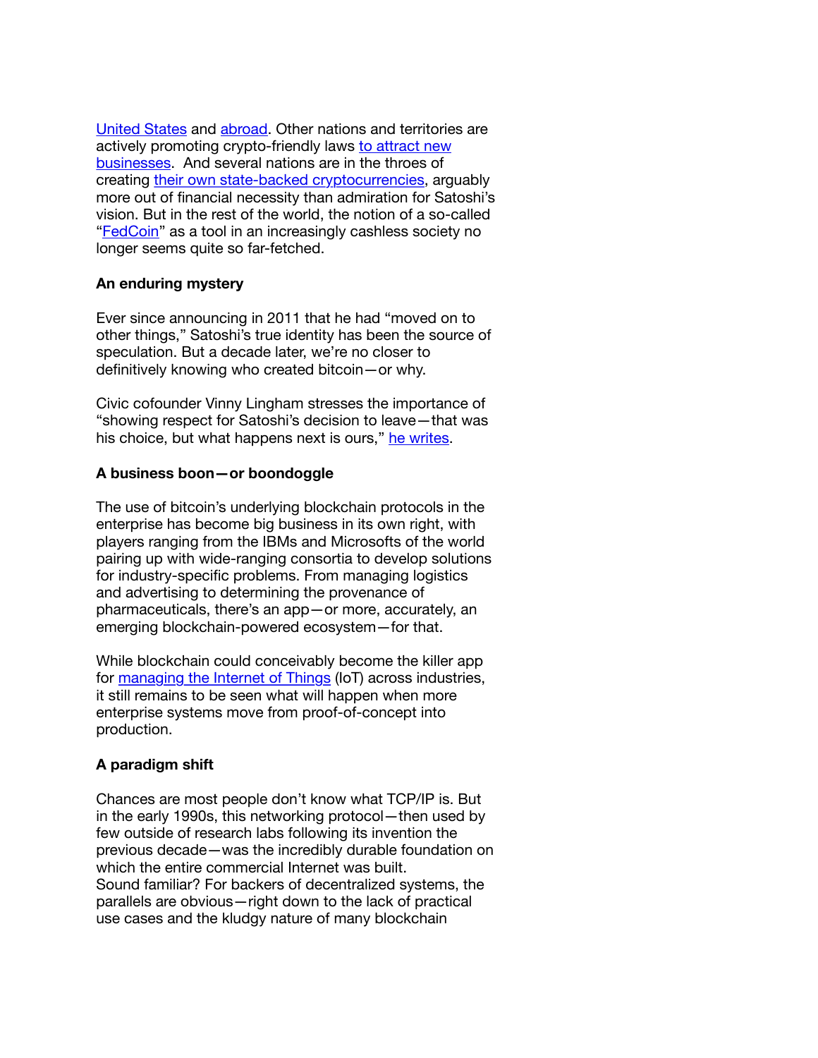United States and abroad. Other nations and territories are actively promoting crypto-friendly laws to attract new businesses.  And several nations are in the throes of creating their own state-backed cryptocurrencies, arguably more out of financial necessity than admiration for Satoshi's vision. But in the rest of the world, the notion of a so-called "FedCoin" as a tool in an increasingly cashless society no longer seems quite so far-fetched.

**An enduring mystery**

Ever since announcing in 2011 that he had "moved on to other things," Satoshi's true identity has been the source of speculation. But a decade later, we're no closer to definitively knowing who created bitcoin—or why.

Civic cofounder Vinny Lingham stresses the importance of "showing respect for Satoshi's decision to leave—that was his choice, but what happens next is ours," he writes.

**A business boon—or boondoggle**

The use of bitcoin's underlying blockchain protocols in the enterprise has become big business in its own right, with players ranging from the IBMs and Microsofts of the world pairing up with wide-ranging consortia to develop solutions for industry-specific problems. From managing logistics and advertising to determining the provenance of pharmaceuticals, there's an app—or more, accurately, an emerging blockchain-powered ecosystem—for that.

While blockchain could conceivably become the killer app for managing the Internet of Things (IoT) across industries, it still remains to be seen what will happen when more enterprise systems move from proof-of-concept into production.

**A paradigm shift**

Chances are most people don't know what TCP/IP is. But in the early 1990s, this networking protocol—then used by few outside of research labs following its invention the previous decade—was the incredibly durable foundation on which the entire commercial Internet was built.
Sound familiar? For backers of decentralized systems, the parallels are obvious—right down to the lack of practical use cases and the kludgy nature of many blockchain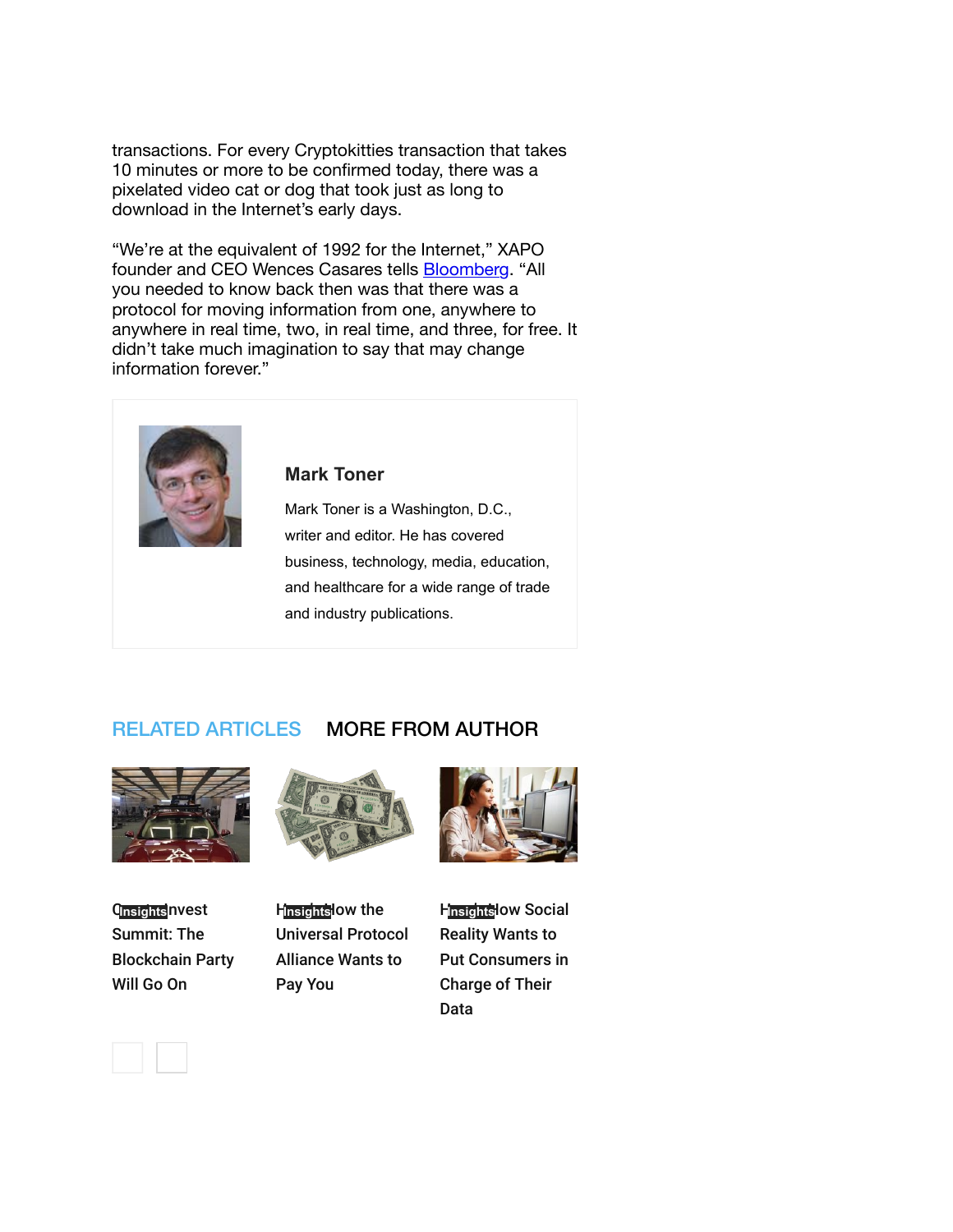transactions. For every Cryptokitties transaction that takes 10 minutes or more to be confirmed today, there was a pixelated video cat or dog that took just as long to download in the Internet's early days.

"We're at the equivalent of 1992 for the Internet," XAPO founder and CEO Wences Casares tells Bloomberg. "All you needed to know back then was that there was a protocol for moving information from one, anywhere to anywhere in real time, two, in real time, and three, for free. It didn't take much imagination to say that may change information forever."

### Mark Toner

Mark Toner is a Washington, D.C., writer and editor. He has covered business, technology, media, education, and healthcare for a wide range of trade and industry publications.

## RELATED ARTICLES   MORE FROM AUTHOR

Insights Invest Summit: The Blockchain Party Will Go On

Insights How the Universal Protocol Alliance Wants to Pay You

Insights How Social Reality Wants to Put Consumers in Charge of Their Data